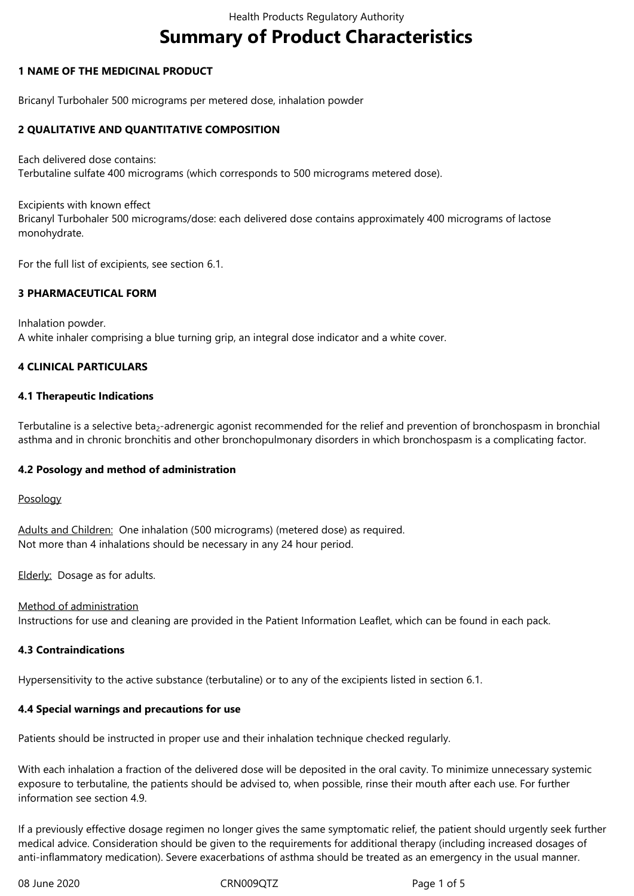# Summary of Product Characteristics

## 1 NAME OF THE MEDICINAL PRODUCT

Bricanyl Turbohaler 500 micrograms per metered dose, inhalation powder

## 2 QUALITATIVE AND QUANTITATIVE COMPOSITION

Each delivered dose contains:
Terbutaline sulfate 400 micrograms (which corresponds to 500 micrograms metered dose).

Excipients with known effect
Bricanyl Turbohaler 500 micrograms/dose: each delivered dose contains approximately 400 micrograms of lactose monohydrate.

For the full list of excipients, see section 6.1.

## 3 PHARMACEUTICAL FORM

Inhalation powder.
A white inhaler comprising a blue turning grip, an integral dose indicator and a white cover.

## 4 CLINICAL PARTICULARS

### 4.1 Therapeutic Indications

Terbutaline is a selective beta$_2$-adrenergic agonist recommended for the relief and prevention of bronchospasm in bronchial asthma and in chronic bronchitis and other bronchopulmonary disorders in which bronchospasm is a complicating factor.

### 4.2 Posology and method of administration

Posology

Adults and Children: One inhalation (500 micrograms) (metered dose) as required.
Not more than 4 inhalations should be necessary in any 24 hour period.

Elderly: Dosage as for adults.

Method of administration
Instructions for use and cleaning are provided in the Patient Information Leaflet, which can be found in each pack.

### 4.3 Contraindications

Hypersensitivity to the active substance (terbutaline) or to any of the excipients listed in section 6.1.

### 4.4 Special warnings and precautions for use

Patients should be instructed in proper use and their inhalation technique checked regularly.

With each inhalation a fraction of the delivered dose will be deposited in the oral cavity. To minimize unnecessary systemic exposure to terbutaline, the patients should be advised to, when possible, rinse their mouth after each use. For further information see section 4.9.

If a previously effective dosage regimen no longer gives the same symptomatic relief, the patient should urgently seek further medical advice. Consideration should be given to the requirements for additional therapy (including increased dosages of anti-inflammatory medication). Severe exacerbations of asthma should be treated as an emergency in the usual manner.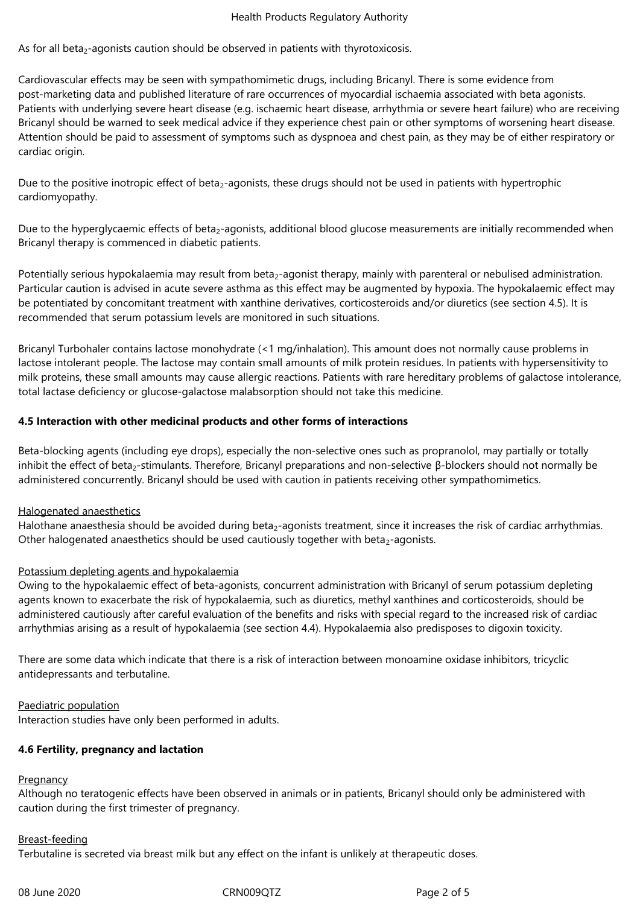As for all beta$_2$-agonists caution should be observed in patients with thyrotoxicosis.

Cardiovascular effects may be seen with sympathomimetic drugs, including Bricanyl. There is some evidence from post-marketing data and published literature of rare occurrences of myocardial ischaemia associated with beta agonists. Patients with underlying severe heart disease (e.g. ischaemic heart disease, arrhythmia or severe heart failure) who are receiving Bricanyl should be warned to seek medical advice if they experience chest pain or other symptoms of worsening heart disease. Attention should be paid to assessment of symptoms such as dyspnoea and chest pain, as they may be of either respiratory or cardiac origin.

Due to the positive inotropic effect of beta$_2$-agonists, these drugs should not be used in patients with hypertrophic cardiomyopathy.

Due to the hyperglycaemic effects of beta$_2$-agonists, additional blood glucose measurements are initially recommended when Bricanyl therapy is commenced in diabetic patients.

Potentially serious hypokalaemia may result from beta$_2$-agonist therapy, mainly with parenteral or nebulised administration. Particular caution is advised in acute severe asthma as this effect may be augmented by hypoxia. The hypokalaemic effect may be potentiated by concomitant treatment with xanthine derivatives, corticosteroids and/or diuretics (see section 4.5). It is recommended that serum potassium levels are monitored in such situations.

Bricanyl Turbohaler contains lactose monohydrate (<1 mg/inhalation). This amount does not normally cause problems in lactose intolerant people. The lactose may contain small amounts of milk protein residues. In patients with hypersensitivity to milk proteins, these small amounts may cause allergic reactions. Patients with rare hereditary problems of galactose intolerance, total lactase deficiency or glucose-galactose malabsorption should not take this medicine.

### 4.5 Interaction with other medicinal products and other forms of interactions

Beta-blocking agents (including eye drops), especially the non-selective ones such as propranolol, may partially or totally inhibit the effect of beta$_2$-stimulants. Therefore, Bricanyl preparations and non-selective β-blockers should not normally be administered concurrently. Bricanyl should be used with caution in patients receiving other sympathomimetics.

Halogenated anaesthetics

Halothane anaesthesia should be avoided during beta$_2$-agonists treatment, since it increases the risk of cardiac arrhythmias. Other halogenated anaesthetics should be used cautiously together with beta$_2$-agonists.

Potassium depleting agents and hypokalaemia

Owing to the hypokalaemic effect of beta-agonists, concurrent administration with Bricanyl of serum potassium depleting agents known to exacerbate the risk of hypokalaemia, such as diuretics, methyl xanthines and corticosteroids, should be administered cautiously after careful evaluation of the benefits and risks with special regard to the increased risk of cardiac arrhythmias arising as a result of hypokalaemia (see section 4.4). Hypokalaemia also predisposes to digoxin toxicity.

There are some data which indicate that there is a risk of interaction between monoamine oxidase inhibitors, tricyclic antidepressants and terbutaline.

Paediatric population

Interaction studies have only been performed in adults.

### 4.6 Fertility, pregnancy and lactation

Pregnancy

Although no teratogenic effects have been observed in animals or in patients, Bricanyl should only be administered with caution during the first trimester of pregnancy.

Breast-feeding

Terbutaline is secreted via breast milk but any effect on the infant is unlikely at therapeutic doses.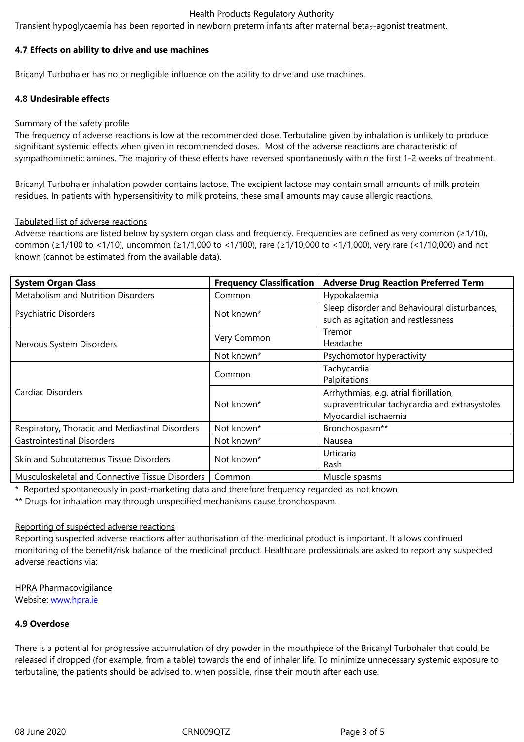Transient hypoglycaemia has been reported in newborn preterm infants after maternal beta$_2$-agonist treatment.

**4.7 Effects on ability to drive and use machines**

Bricanyl Turbohaler has no or negligible influence on the ability to drive and use machines.

**4.8 Undesirable effects**

Summary of the safety profile

The frequency of adverse reactions is low at the recommended dose. Terbutaline given by inhalation is unlikely to produce significant systemic effects when given in recommended doses. Most of the adverse reactions are characteristic of sympathomimetic amines. The majority of these effects have reversed spontaneously within the first 1-2 weeks of treatment.

Bricanyl Turbohaler inhalation powder contains lactose. The excipient lactose may contain small amounts of milk protein residues. In patients with hypersensitivity to milk proteins, these small amounts may cause allergic reactions.

Tabulated list of adverse reactions

Adverse reactions are listed below by system organ class and frequency. Frequencies are defined as very common (≥1/10), common (≥1/100 to <1/10), uncommon (≥1/1,000 to <1/100), rare (≥1/10,000 to <1/1,000), very rare (<1/10,000) and not known (cannot be estimated from the available data).

| System Organ Class | Frequency Classification | Adverse Drug Reaction Preferred Term |
|---|---|---|
| Metabolism and Nutrition Disorders | Common | Hypokalaemia |
| Psychiatric Disorders | Not known* | Sleep disorder and Behavioural disturbances, such as agitation and restlessness |
| Nervous System Disorders | Very Common | Tremor<br>Headache |
| | Not known* | Psychomotor hyperactivity |
| Cardiac Disorders | Common | Tachycardia<br>Palpitations |
| | Not known* | Arrhythmias, e.g. atrial fibrillation, supraventricular tachycardia and extrasystoles<br>Myocardial ischaemia |
| Respiratory, Thoracic and Mediastinal Disorders | Not known* | Bronchospasm** |
| Gastrointestinal Disorders | Not known* | Nausea |
| Skin and Subcutaneous Tissue Disorders | Not known* | Urticaria<br>Rash |
| Musculoskeletal and Connective Tissue Disorders | Common | Muscle spasms |

\* Reported spontaneously in post-marketing data and therefore frequency regarded as not known

** Drugs for inhalation may through unspecified mechanisms cause bronchospasm.

Reporting of suspected adverse reactions

Reporting suspected adverse reactions after authorisation of the medicinal product is important. It allows continued monitoring of the benefit/risk balance of the medicinal product. Healthcare professionals are asked to report any suspected adverse reactions via:

HPRA Pharmacovigilance
Website: www.hpra.ie

**4.9 Overdose**

There is a potential for progressive accumulation of dry powder in the mouthpiece of the Bricanyl Turbohaler that could be released if dropped (for example, from a table) towards the end of inhaler life. To minimize unnecessary systemic exposure to terbutaline, the patients should be advised to, when possible, rinse their mouth after each use.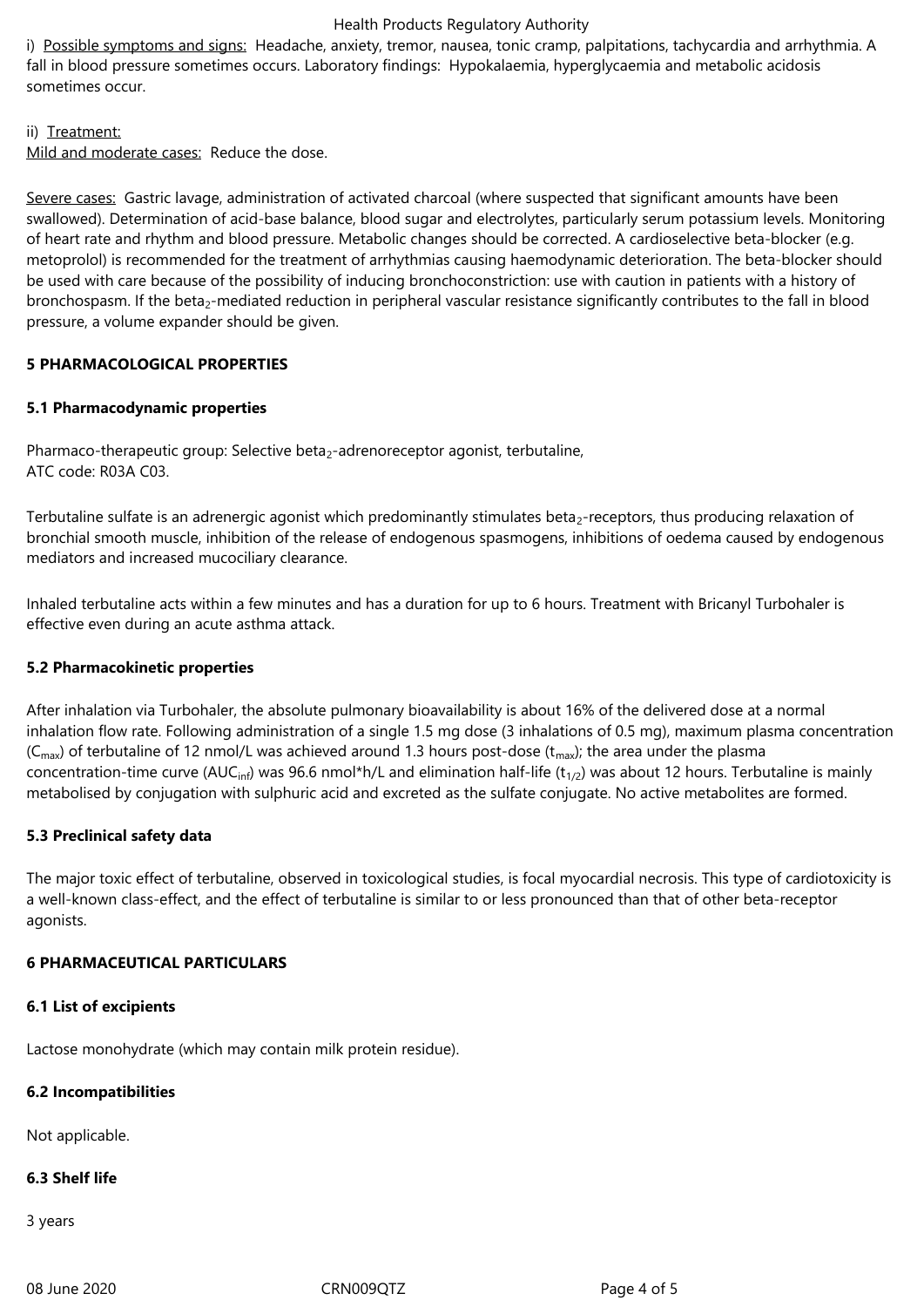i) Possible symptoms and signs: Headache, anxiety, tremor, nausea, tonic cramp, palpitations, tachycardia and arrhythmia. A fall in blood pressure sometimes occurs. Laboratory findings: Hypokalaemia, hyperglycaemia and metabolic acidosis sometimes occur.

ii) Treatment:
Mild and moderate cases: Reduce the dose.

Severe cases: Gastric lavage, administration of activated charcoal (where suspected that significant amounts have been swallowed). Determination of acid-base balance, blood sugar and electrolytes, particularly serum potassium levels. Monitoring of heart rate and rhythm and blood pressure. Metabolic changes should be corrected. A cardioselective beta-blocker (e.g. metoprolol) is recommended for the treatment of arrhythmias causing haemodynamic deterioration. The beta-blocker should be used with care because of the possibility of inducing bronchoconstriction: use with caution in patients with a history of bronchospasm. If the $beta_2$-mediated reduction in peripheral vascular resistance significantly contributes to the fall in blood pressure, a volume expander should be given.

## 5 PHARMACOLOGICAL PROPERTIES

### 5.1 Pharmacodynamic properties

Pharmaco-therapeutic group: Selective $beta_2$-adrenoreceptor agonist, terbutaline,
ATC code: R03A C03.

Terbutaline sulfate is an adrenergic agonist which predominantly stimulates $beta_2$-receptors, thus producing relaxation of bronchial smooth muscle, inhibition of the release of endogenous spasmogens, inhibitions of oedema caused by endogenous mediators and increased mucociliary clearance.

Inhaled terbutaline acts within a few minutes and has a duration for up to 6 hours. Treatment with Bricanyl Turbohaler is effective even during an acute asthma attack.

### 5.2 Pharmacokinetic properties

After inhalation via Turbohaler, the absolute pulmonary bioavailability is about 16% of the delivered dose at a normal inhalation flow rate. Following administration of a single 1.5 mg dose (3 inhalations of 0.5 mg), maximum plasma concentration ($C_{max}$) of terbutaline of 12 nmol/L was achieved around 1.3 hours post-dose ($t_{max}$); the area under the plasma concentration-time curve ($AUC_{inf}$) was 96.6 nmol*h/L and elimination half-life ($t_{1/2}$) was about 12 hours. Terbutaline is mainly metabolised by conjugation with sulphuric acid and excreted as the sulfate conjugate. No active metabolites are formed.

### 5.3 Preclinical safety data

The major toxic effect of terbutaline, observed in toxicological studies, is focal myocardial necrosis. This type of cardiotoxicity is a well-known class-effect, and the effect of terbutaline is similar to or less pronounced than that of other beta-receptor agonists.

## 6 PHARMACEUTICAL PARTICULARS

### 6.1 List of excipients

Lactose monohydrate (which may contain milk protein residue).

### 6.2 Incompatibilities

Not applicable.

### 6.3 Shelf life

3 years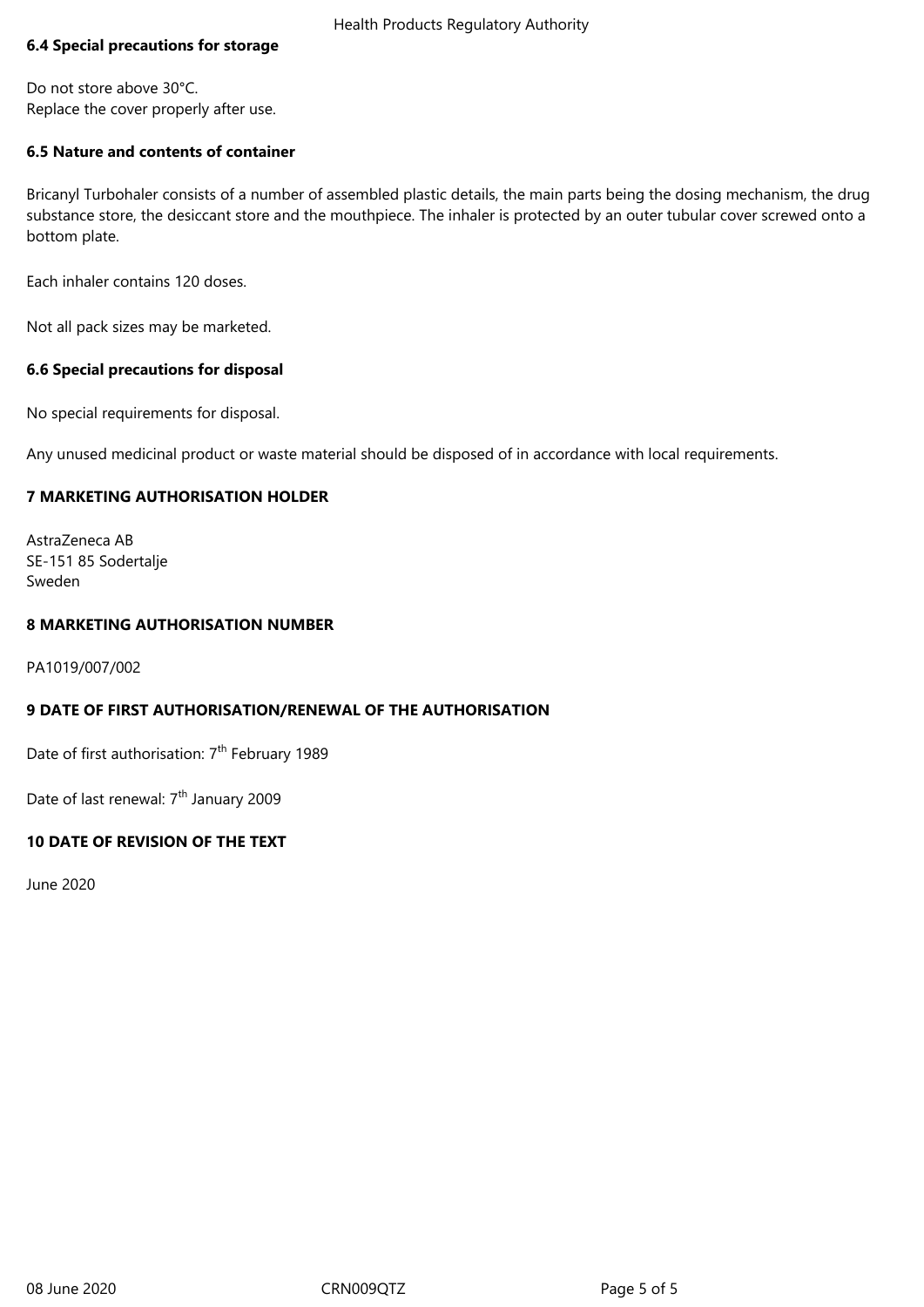**6.4 Special precautions for storage**

Do not store above 30°C.
Replace the cover properly after use.

**6.5 Nature and contents of container**

Bricanyl Turbohaler consists of a number of assembled plastic details, the main parts being the dosing mechanism, the drug substance store, the desiccant store and the mouthpiece. The inhaler is protected by an outer tubular cover screwed onto a bottom plate.

Each inhaler contains 120 doses.

Not all pack sizes may be marketed.

**6.6 Special precautions for disposal**

No special requirements for disposal.

Any unused medicinal product or waste material should be disposed of in accordance with local requirements.

**7 MARKETING AUTHORISATION HOLDER**

AstraZeneca AB
SE-151 85 Sodertalje
Sweden

**8 MARKETING AUTHORISATION NUMBER**

PA1019/007/002

**9 DATE OF FIRST AUTHORISATION/RENEWAL OF THE AUTHORISATION**

Date of first authorisation: 7th February 1989

Date of last renewal: 7th January 2009

**10 DATE OF REVISION OF THE TEXT**

June 2020